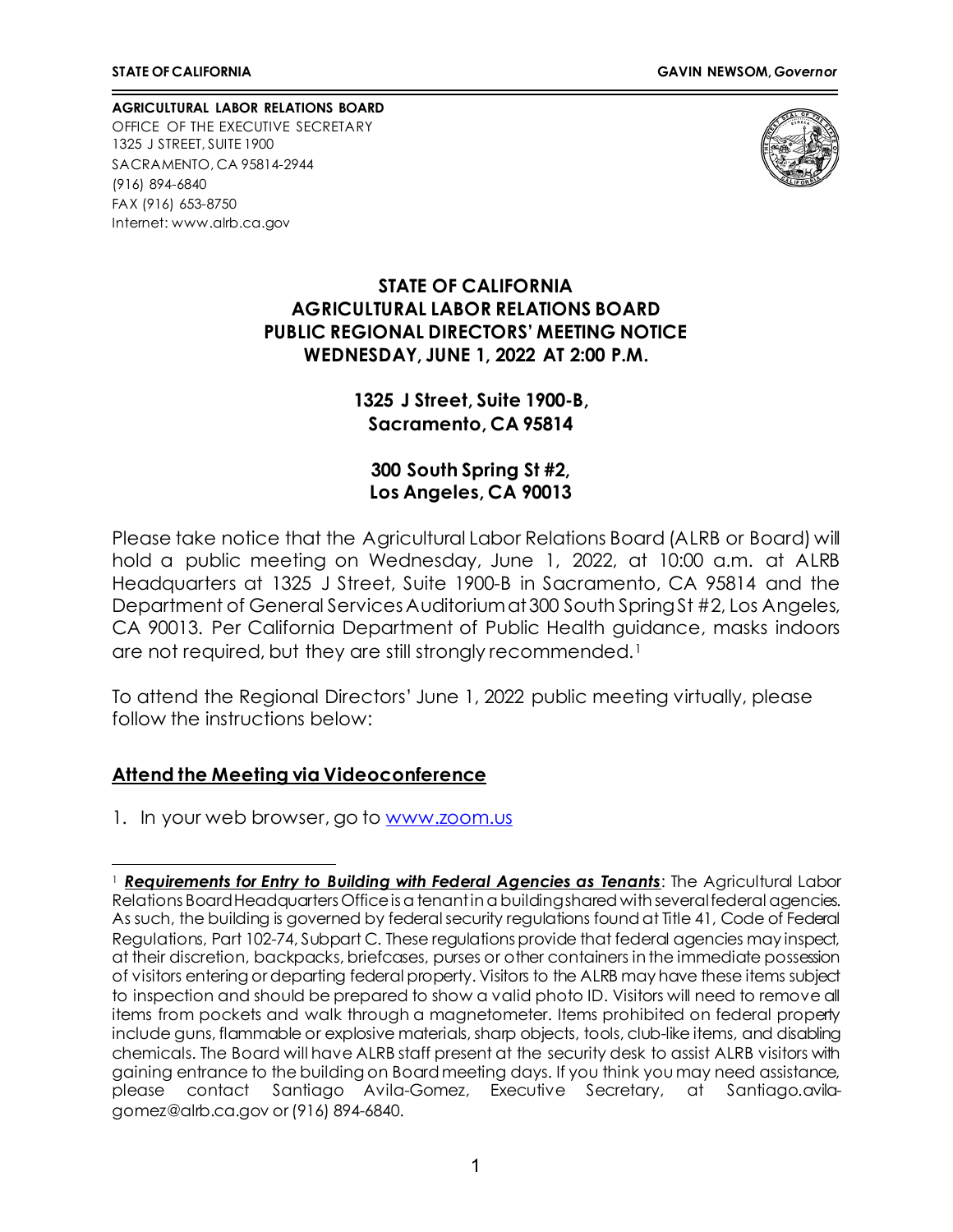**STATE OF CALIFORNIA** **GAVIN NEWSOM,** ***Governor***

**AGRICULTURAL LABOR RELATIONS BOARD**
OFFICE OF THE EXECUTIVE SECRETARY
1325 J STREET, SUITE 1900
SACRAMENTO, CA 95814-2944
(916) 894-6840
FAX (916) 653-8750
Internet: www.alrb.ca.gov

# STATE OF CALIFORNIA
# AGRICULTURAL LABOR RELATIONS BOARD
# PUBLIC REGIONAL DIRECTORS' MEETING NOTICE
# WEDNESDAY, JUNE 1, 2022 AT 2:00 P.M.

**1325 J Street, Suite 1900-B,**
**Sacramento, CA 95814**

**300 South Spring St #2,**
**Los Angeles, CA 90013**

Please take notice that the Agricultural Labor Relations Board (ALRB or Board) will hold a public meeting on Wednesday, June 1, 2022, at 10:00 a.m. at ALRB Headquarters at 1325 J Street, Suite 1900-B in Sacramento, CA 95814 and the Department of General Services Auditorium at 300 South Spring St #2, Los Angeles, CA 90013. Per California Department of Public Health guidance, masks indoors are not required, but they are still strongly recommended.[1]

To attend the Regional Directors' June 1, 2022 public meeting virtually, please follow the instructions below:

## Attend the Meeting via Videoconference

1. In your web browser, go to www.zoom.us

---

[1] ***Requirements for Entry to Building with Federal Agencies as Tenants***: The Agricultural Labor Relations Board Headquarters Office is a tenant in a building shared with several federal agencies. As such, the building is governed by federal security regulations found at Title 41, Code of Federal Regulations, Part 102-74, Subpart C. These regulations provide that federal agencies may inspect, at their discretion, backpacks, briefcases, purses or other containers in the immediate possession of visitors entering or departing federal property. Visitors to the ALRB may have these items subject to inspection and should be prepared to show a valid photo ID. Visitors will need to remove all items from pockets and walk through a magnetometer. Items prohibited on federal property include guns, flammable or explosive materials, sharp objects, tools, club-like items, and disabling chemicals. The Board will have ALRB staff present at the security desk to assist ALRB visitors with gaining entrance to the building on Board meeting days. If you think you may need assistance, please contact Santiago Avila-Gomez, Executive Secretary, at Santiago.avila-gomez@alrb.ca.gov or (916) 894-6840.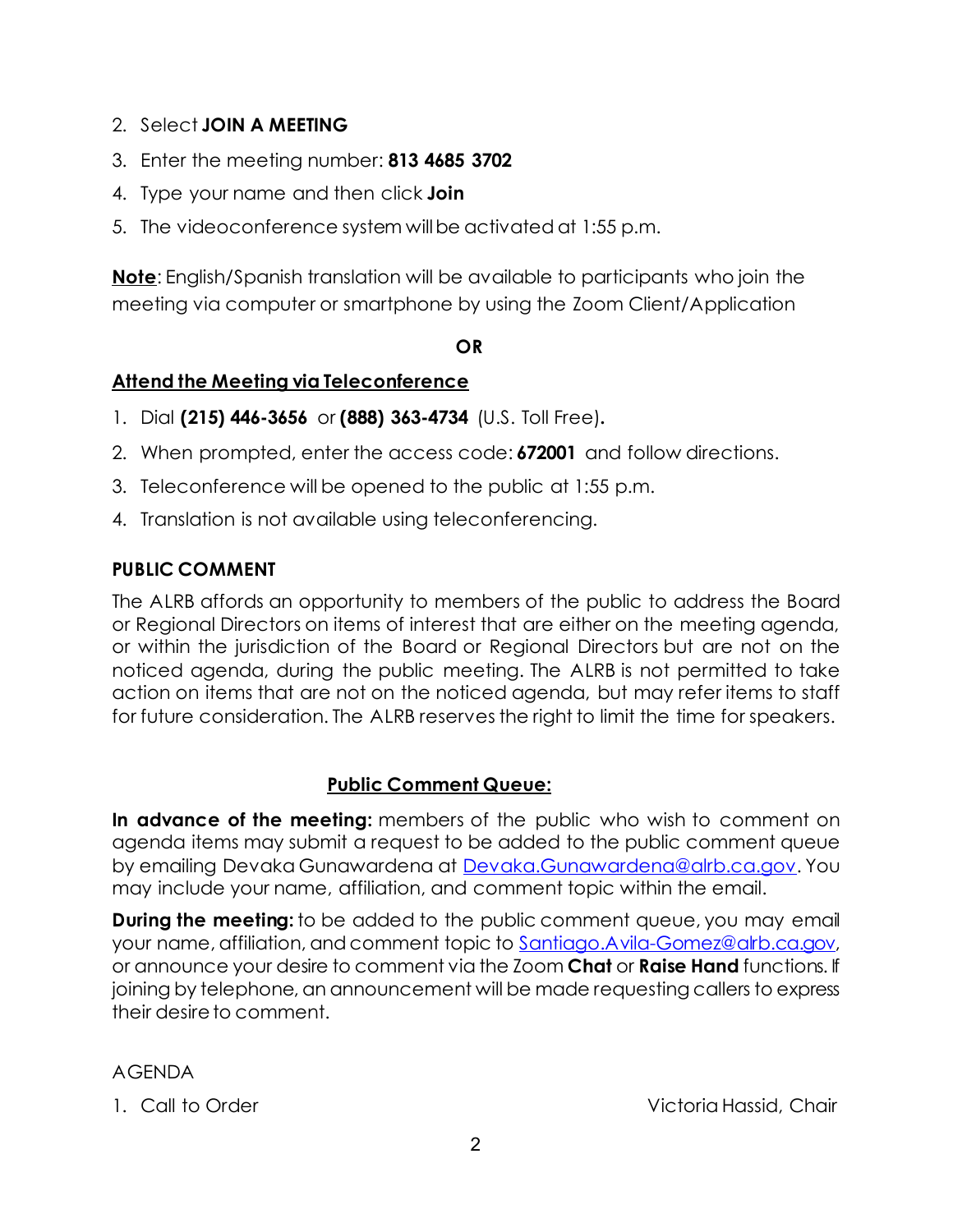2. Select **JOIN A MEETING**
3. Enter the meeting number: **813 4685 3702**
4. Type your name and then click **Join**
5. The videoconference system will be activated at 1:55 p.m.

**Note**: English/Spanish translation will be available to participants who join the meeting via computer or smartphone by using the Zoom Client/Application

**OR**

**Attend the Meeting via Teleconference**

1. Dial **(215) 446-3656** or **(888) 363-4734** (U.S. Toll Free).
2. When prompted, enter the access code: **672001** and follow directions.
3. Teleconference will be opened to the public at 1:55 p.m.
4. Translation is not available using teleconferencing.

**PUBLIC COMMENT**

The ALRB affords an opportunity to members of the public to address the Board or Regional Directors on items of interest that are either on the meeting agenda, or within the jurisdiction of the Board or Regional Directors but are not on the noticed agenda, during the public meeting. The ALRB is not permitted to take action on items that are not on the noticed agenda, but may refer items to staff for future consideration. The ALRB reserves the right to limit the time for speakers.

**Public Comment Queue:**

**In advance of the meeting:** members of the public who wish to comment on agenda items may submit a request to be added to the public comment queue by emailing Devaka Gunawardena at Devaka.Gunawardena@alrb.ca.gov. You may include your name, affiliation, and comment topic within the email.

**During the meeting:** to be added to the public comment queue, you may email your name, affiliation, and comment topic to Santiago.Avila-Gomez@alrb.ca.gov, or announce your desire to comment via the Zoom **Chat** or **Raise Hand** functions. If joining by telephone, an announcement will be made requesting callers to express their desire to comment.

AGENDA

1. Call to Order — Victoria Hassid, Chair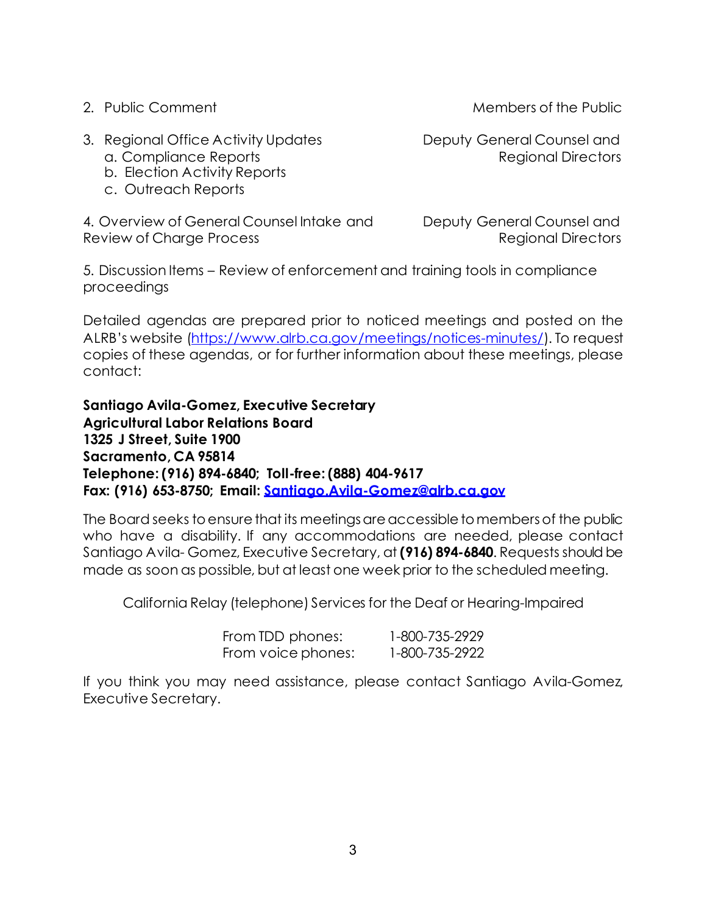2. Public Comment — Members of the Public

3. Regional Office Activity Updates — Deputy General Counsel and Regional Directors
   a. Compliance Reports
   b. Election Activity Reports
   c. Outreach Reports

4. Overview of General Counsel Intake and Review of Charge Process — Deputy General Counsel and Regional Directors

5. Discussion Items – Review of enforcement and training tools in compliance proceedings

Detailed agendas are prepared prior to noticed meetings and posted on the ALRB's website (https://www.alrb.ca.gov/meetings/notices-minutes/). To request copies of these agendas, or for further information about these meetings, please contact:

**Santiago Avila-Gomez, Executive Secretary**
**Agricultural Labor Relations Board**
**1325 J Street, Suite 1900**
**Sacramento, CA 95814**
**Telephone: (916) 894-6840; Toll-free: (888) 404-9617**
**Fax: (916) 653-8750; Email: Santiago.Avila-Gomez@alrb.ca.gov**

The Board seeks to ensure that its meetings are accessible to members of the public who have a disability. If any accommodations are needed, please contact Santiago Avila- Gomez, Executive Secretary, at **(916) 894-6840**. Requests should be made as soon as possible, but at least one week prior to the scheduled meeting.

California Relay (telephone) Services for the Deaf or Hearing-Impaired

| | |
|---|---|
| From TDD phones: | 1-800-735-2929 |
| From voice phones: | 1-800-735-2922 |

If you think you may need assistance, please contact Santiago Avila-Gomez, Executive Secretary.